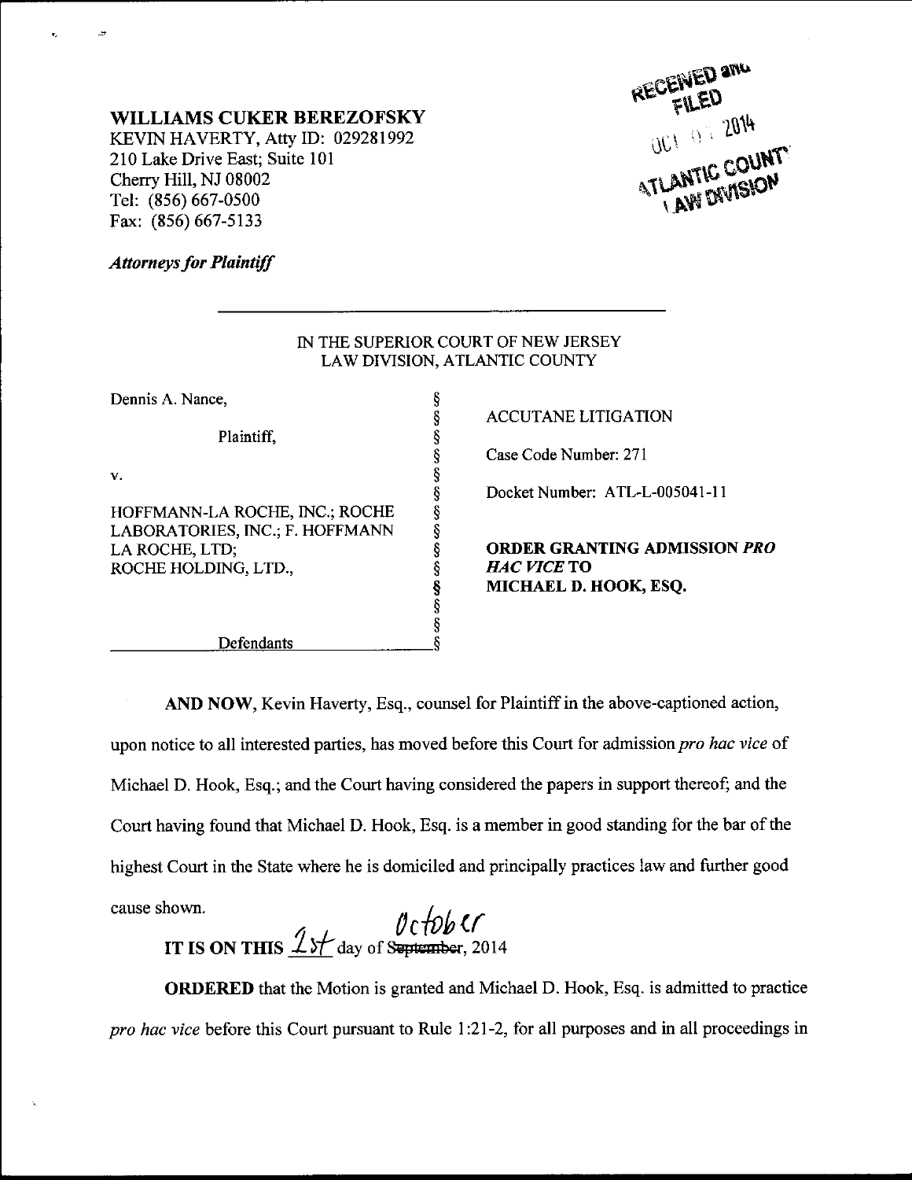**WILLIAMS CUKER BEREZOFSKY**
KEVIN HAVERTY, Atty ID: 029281992
210 Lake Drive East; Suite 101
Cherry Hill, NJ 08002
Tel: (856) 667-0500
Fax: (856) 667-5133

RECEIVED and FILED
OCT 01 2014
ATLANTIC COUNTY
LAW DIVISION

***Attorneys for Plaintiff***

IN THE SUPERIOR COURT OF NEW JERSEY
LAW DIVISION, ATLANTIC COUNTY

| | | |
|---|---|---|
| Dennis A. Nance, | § | ACCUTANE LITIGATION |
| Plaintiff, | § | Case Code Number: 271 |
| v. | § | Docket Number: ATL-L-005041-11 |
| HOFFMANN-LA ROCHE, INC.; ROCHE LABORATORIES, INC.; F. HOFFMANN LA ROCHE, LTD; ROCHE HOLDING, LTD., | § | **ORDER GRANTING ADMISSION *PRO HAC VICE* TO MICHAEL D. HOOK, ESQ.** |
| Defendants | § | |

**AND NOW**, Kevin Haverty, Esq., counsel for Plaintiff in the above-captioned action, upon notice to all interested parties, has moved before this Court for admission *pro hac vice* of Michael D. Hook, Esq.; and the Court having considered the papers in support thereof; and the Court having found that Michael D. Hook, Esq. is a member in good standing for the bar of the highest Court in the State where he is domiciled and principally practices law and further good cause shown.

**IT IS ON THIS** 1st day of ~~September~~ October, 2014

**ORDERED** that the Motion is granted and Michael D. Hook, Esq. is admitted to practice *pro hac vice* before this Court pursuant to Rule 1:21-2, for all purposes and in all proceedings in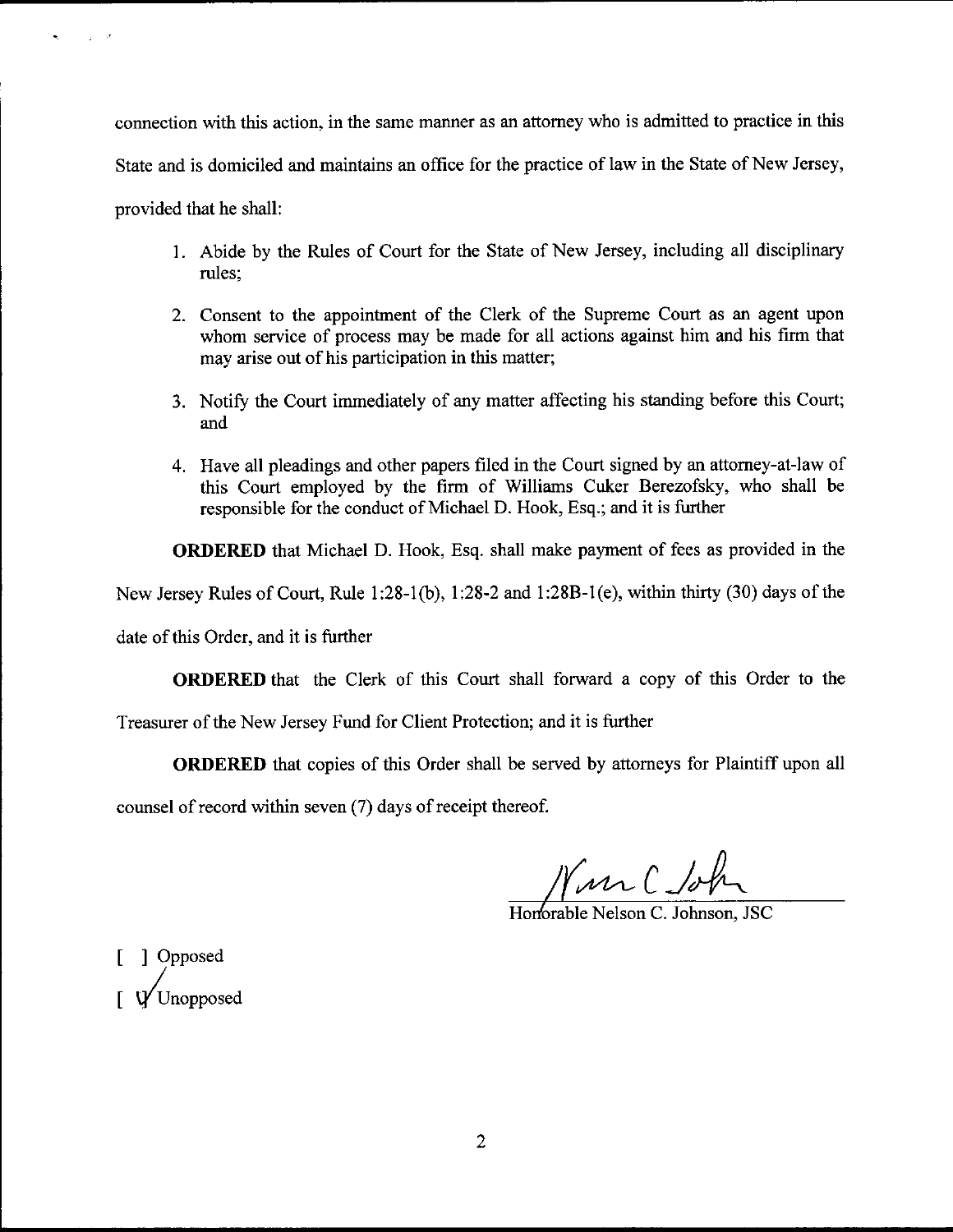connection with this action, in the same manner as an attorney who is admitted to practice in this State and is domiciled and maintains an office for the practice of law in the State of New Jersey, provided that he shall:

1. Abide by the Rules of Court for the State of New Jersey, including all disciplinary rules;

2. Consent to the appointment of the Clerk of the Supreme Court as an agent upon whom service of process may be made for all actions against him and his firm that may arise out of his participation in this matter;

3. Notify the Court immediately of any matter affecting his standing before this Court; and

4. Have all pleadings and other papers filed in the Court signed by an attorney-at-law of this Court employed by the firm of Williams Cuker Berezofsky, who shall be responsible for the conduct of Michael D. Hook, Esq.; and it is further

**ORDERED** that Michael D. Hook, Esq. shall make payment of fees as provided in the New Jersey Rules of Court, Rule 1:28-1(b), 1:28-2 and 1:28B-1(e), within thirty (30) days of the date of this Order, and it is further

**ORDERED** that the Clerk of this Court shall forward a copy of this Order to the Treasurer of the New Jersey Fund for Client Protection; and it is further

**ORDERED** that copies of this Order shall be served by attorneys for Plaintiff upon all counsel of record within seven (7) days of receipt thereof.

Honorable Nelson C. Johnson, JSC

[ ] Opposed

[ ✓ ] Unopposed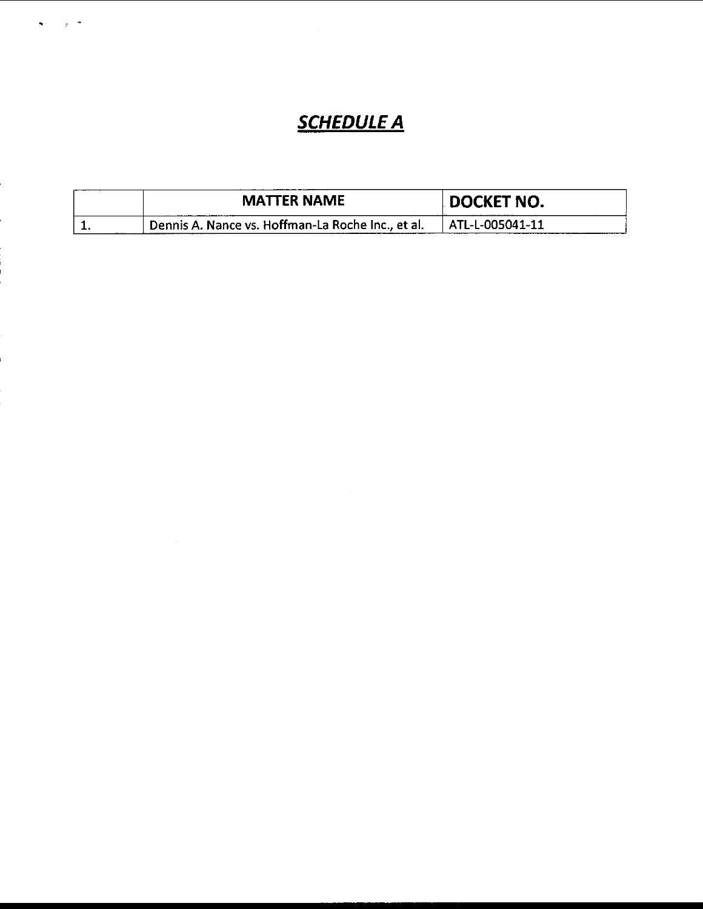# ***SCHEDULE A***

| | MATTER NAME | DOCKET NO. |
|---|---|---|
| 1. | Dennis A. Nance vs. Hoffman-La Roche Inc., et al. | ATL-L-005041-11 |